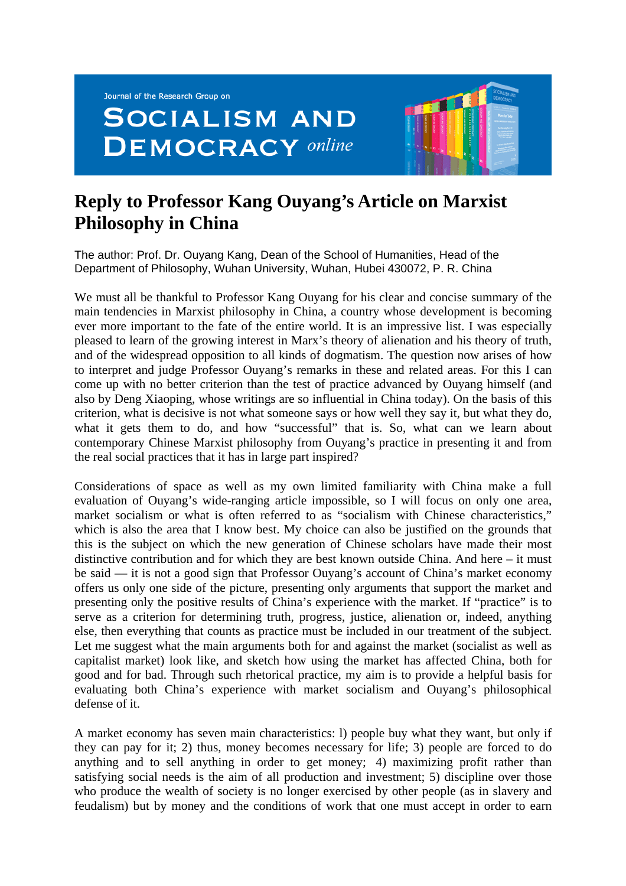Journal of the Research Group on

**SOCIALISM AND DEMOCRACY** *online*

# Reply to Professor Kang Ouyang's Article on Marxist Philosophy in China

The author: Prof. Dr. Ouyang Kang, Dean of the School of Humanities, Head of the Department of Philosophy, Wuhan University, Wuhan, Hubei 430072, P. R. China

We must all be thankful to Professor Kang Ouyang for his clear and concise summary of the main tendencies in Marxist philosophy in China, a country whose development is becoming ever more important to the fate of the entire world. It is an impressive list. I was especially pleased to learn of the growing interest in Marx's theory of alienation and his theory of truth, and of the widespread opposition to all kinds of dogmatism. The question now arises of how to interpret and judge Professor Ouyang's remarks in these and related areas. For this I can come up with no better criterion than the test of practice advanced by Ouyang himself (and also by Deng Xiaoping, whose writings are so influential in China today). On the basis of this criterion, what is decisive is not what someone says or how well they say it, but what they do, what it gets them to do, and how "successful" that is. So, what can we learn about contemporary Chinese Marxist philosophy from Ouyang's practice in presenting it and from the real social practices that it has in large part inspired?

Considerations of space as well as my own limited familiarity with China make a full evaluation of Ouyang's wide-ranging article impossible, so I will focus on only one area, market socialism or what is often referred to as "socialism with Chinese characteristics," which is also the area that I know best. My choice can also be justified on the grounds that this is the subject on which the new generation of Chinese scholars have made their most distinctive contribution and for which they are best known outside China. And here – it must be said — it is not a good sign that Professor Ouyang's account of China's market economy offers us only one side of the picture, presenting only arguments that support the market and presenting only the positive results of China's experience with the market. If "practice" is to serve as a criterion for determining truth, progress, justice, alienation or, indeed, anything else, then everything that counts as practice must be included in our treatment of the subject. Let me suggest what the main arguments both for and against the market (socialist as well as capitalist market) look like, and sketch how using the market has affected China, both for good and for bad. Through such rhetorical practice, my aim is to provide a helpful basis for evaluating both China's experience with market socialism and Ouyang's philosophical defense of it.

A market economy has seven main characteristics: l) people buy what they want, but only if they can pay for it; 2) thus, money becomes necessary for life; 3) people are forced to do anything and to sell anything in order to get money; 4) maximizing profit rather than satisfying social needs is the aim of all production and investment; 5) discipline over those who produce the wealth of society is no longer exercised by other people (as in slavery and feudalism) but by money and the conditions of work that one must accept in order to earn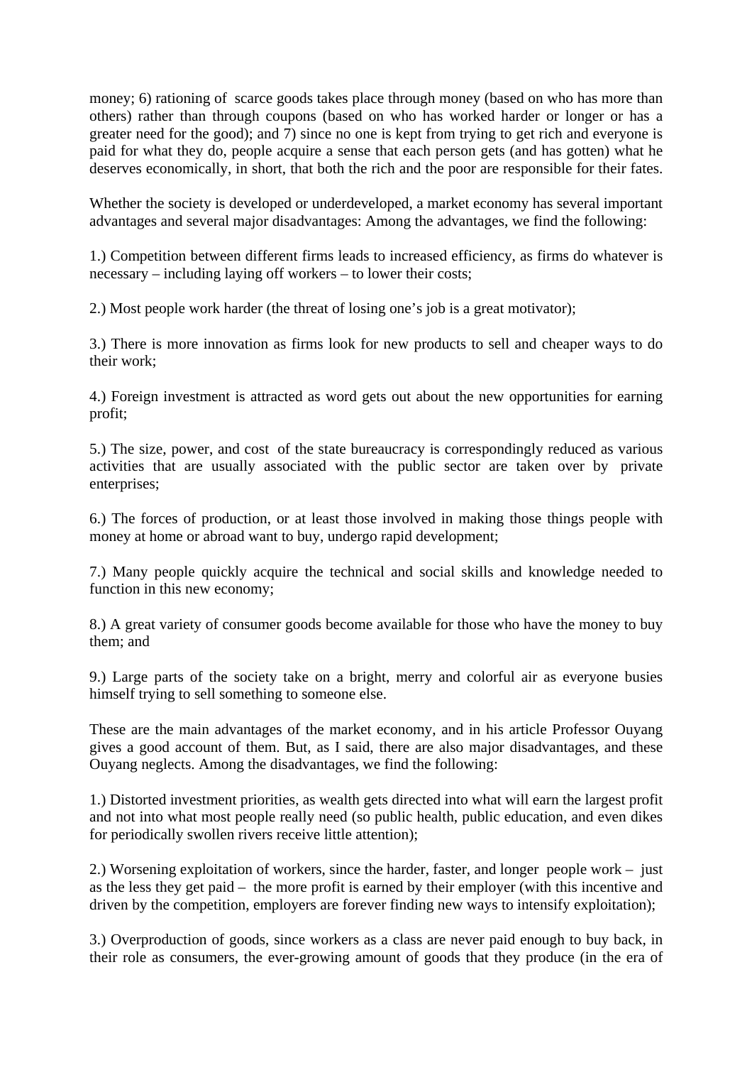money; 6) rationing of scarce goods takes place through money (based on who has more than others) rather than through coupons (based on who has worked harder or longer or has a greater need for the good); and 7) since no one is kept from trying to get rich and everyone is paid for what they do, people acquire a sense that each person gets (and has gotten) what he deserves economically, in short, that both the rich and the poor are responsible for their fates.

Whether the society is developed or underdeveloped, a market economy has several important advantages and several major disadvantages: Among the advantages, we find the following:

1.) Competition between different firms leads to increased efficiency, as firms do whatever is necessary – including laying off workers – to lower their costs;

2.) Most people work harder (the threat of losing one's job is a great motivator);

3.) There is more innovation as firms look for new products to sell and cheaper ways to do their work;

4.) Foreign investment is attracted as word gets out about the new opportunities for earning profit;

5.) The size, power, and cost of the state bureaucracy is correspondingly reduced as various activities that are usually associated with the public sector are taken over by private enterprises;

6.) The forces of production, or at least those involved in making those things people with money at home or abroad want to buy, undergo rapid development;

7.) Many people quickly acquire the technical and social skills and knowledge needed to function in this new economy;

8.) A great variety of consumer goods become available for those who have the money to buy them; and

9.) Large parts of the society take on a bright, merry and colorful air as everyone busies himself trying to sell something to someone else.

These are the main advantages of the market economy, and in his article Professor Ouyang gives a good account of them. But, as I said, there are also major disadvantages, and these Ouyang neglects. Among the disadvantages, we find the following:

1.) Distorted investment priorities, as wealth gets directed into what will earn the largest profit and not into what most people really need (so public health, public education, and even dikes for periodically swollen rivers receive little attention);

2.) Worsening exploitation of workers, since the harder, faster, and longer people work – just as the less they get paid – the more profit is earned by their employer (with this incentive and driven by the competition, employers are forever finding new ways to intensify exploitation);

3.) Overproduction of goods, since workers as a class are never paid enough to buy back, in their role as consumers, the ever-growing amount of goods that they produce (in the era of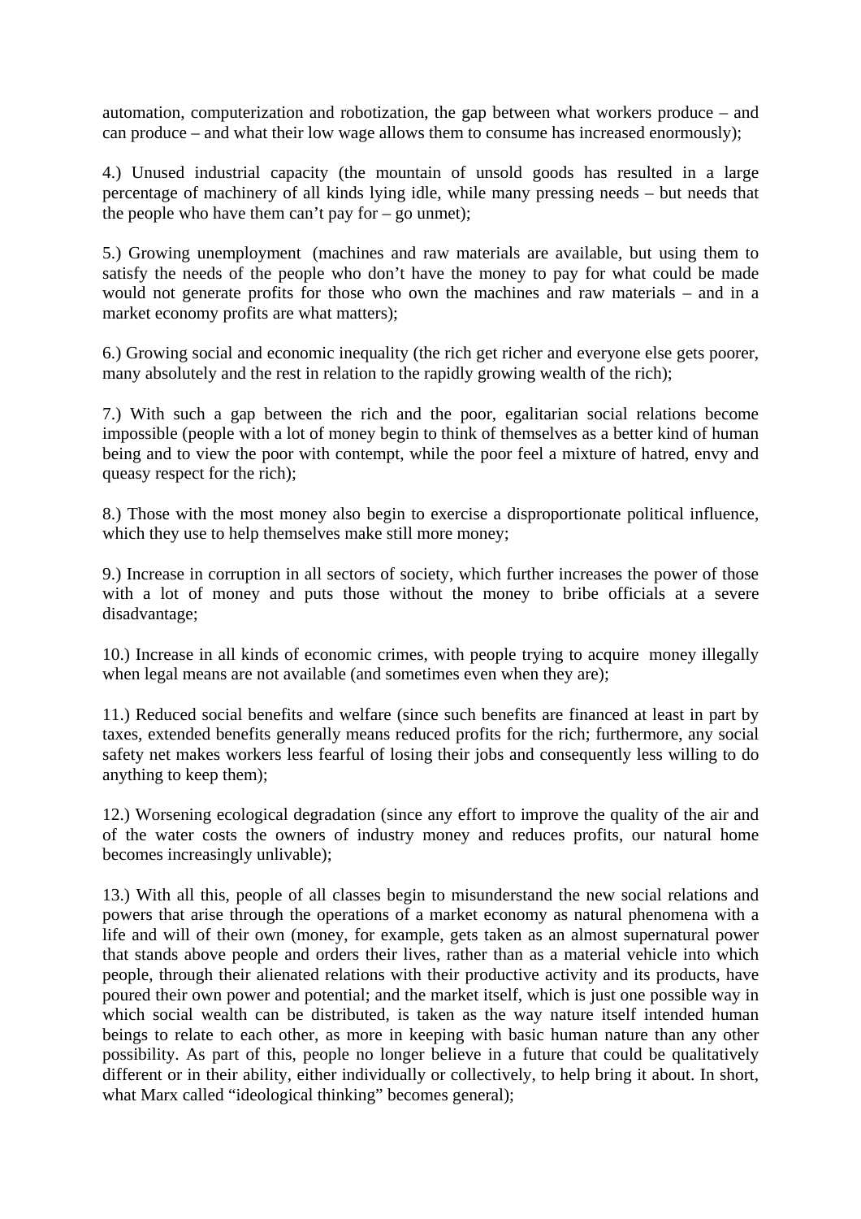automation, computerization and robotization, the gap between what workers produce – and can produce – and what their low wage allows them to consume has increased enormously);

4.) Unused industrial capacity (the mountain of unsold goods has resulted in a large percentage of machinery of all kinds lying idle, while many pressing needs – but needs that the people who have them can't pay for – go unmet);

5.) Growing unemployment (machines and raw materials are available, but using them to satisfy the needs of the people who don't have the money to pay for what could be made would not generate profits for those who own the machines and raw materials – and in a market economy profits are what matters);

6.) Growing social and economic inequality (the rich get richer and everyone else gets poorer, many absolutely and the rest in relation to the rapidly growing wealth of the rich);

7.) With such a gap between the rich and the poor, egalitarian social relations become impossible (people with a lot of money begin to think of themselves as a better kind of human being and to view the poor with contempt, while the poor feel a mixture of hatred, envy and queasy respect for the rich);

8.) Those with the most money also begin to exercise a disproportionate political influence, which they use to help themselves make still more money;

9.) Increase in corruption in all sectors of society, which further increases the power of those with a lot of money and puts those without the money to bribe officials at a severe disadvantage;

10.) Increase in all kinds of economic crimes, with people trying to acquire money illegally when legal means are not available (and sometimes even when they are);

11.) Reduced social benefits and welfare (since such benefits are financed at least in part by taxes, extended benefits generally means reduced profits for the rich; furthermore, any social safety net makes workers less fearful of losing their jobs and consequently less willing to do anything to keep them);

12.) Worsening ecological degradation (since any effort to improve the quality of the air and of the water costs the owners of industry money and reduces profits, our natural home becomes increasingly unlivable);

13.) With all this, people of all classes begin to misunderstand the new social relations and powers that arise through the operations of a market economy as natural phenomena with a life and will of their own (money, for example, gets taken as an almost supernatural power that stands above people and orders their lives, rather than as a material vehicle into which people, through their alienated relations with their productive activity and its products, have poured their own power and potential; and the market itself, which is just one possible way in which social wealth can be distributed, is taken as the way nature itself intended human beings to relate to each other, as more in keeping with basic human nature than any other possibility. As part of this, people no longer believe in a future that could be qualitatively different or in their ability, either individually or collectively, to help bring it about. In short, what Marx called "ideological thinking" becomes general);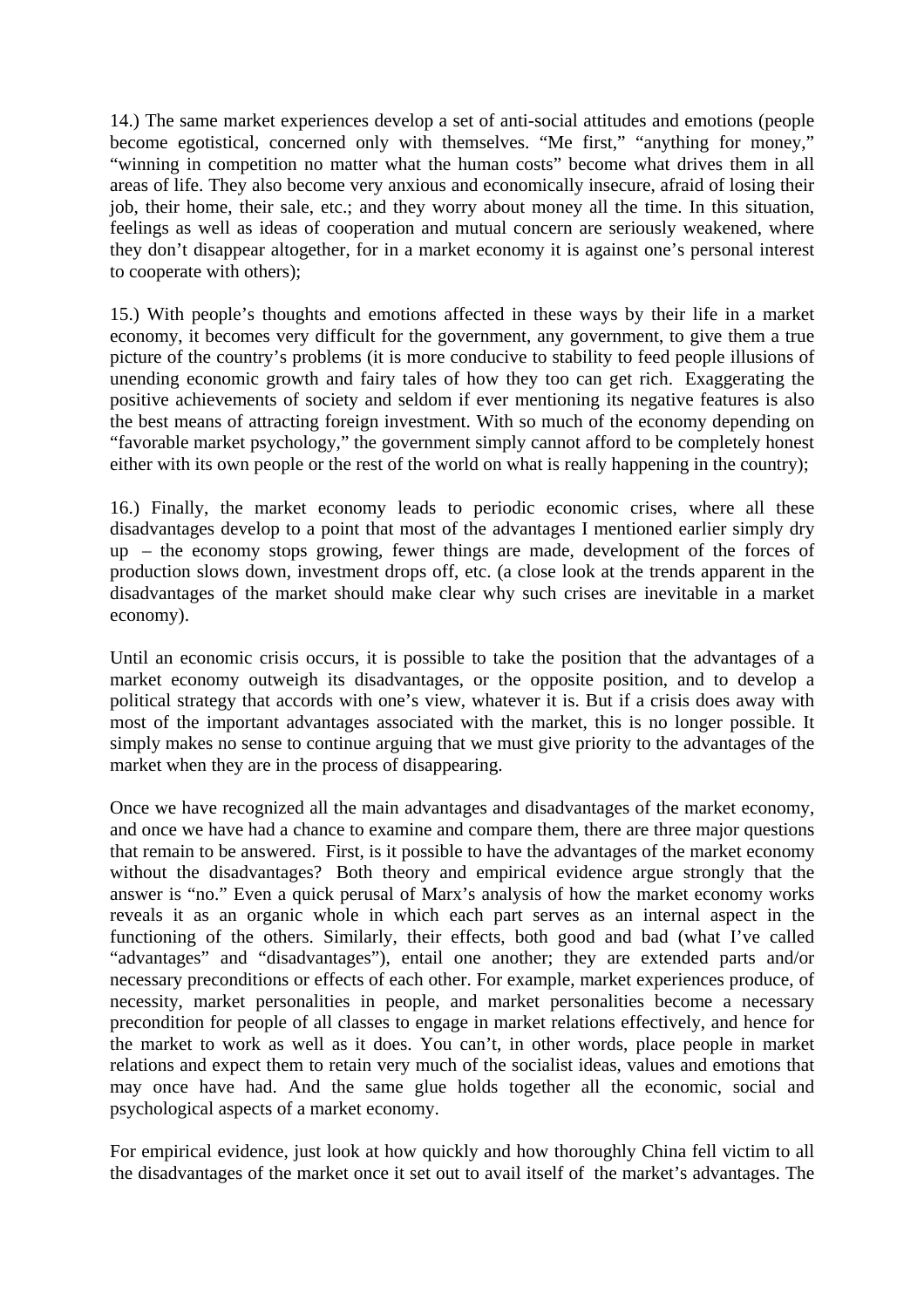14.) The same market experiences develop a set of anti-social attitudes and emotions (people become egotistical, concerned only with themselves. "Me first," "anything for money," "winning in competition no matter what the human costs" become what drives them in all areas of life. They also become very anxious and economically insecure, afraid of losing their job, their home, their sale, etc.; and they worry about money all the time. In this situation, feelings as well as ideas of cooperation and mutual concern are seriously weakened, where they don't disappear altogether, for in a market economy it is against one's personal interest to cooperate with others);

15.) With people's thoughts and emotions affected in these ways by their life in a market economy, it becomes very difficult for the government, any government, to give them a true picture of the country's problems (it is more conducive to stability to feed people illusions of unending economic growth and fairy tales of how they too can get rich. Exaggerating the positive achievements of society and seldom if ever mentioning its negative features is also the best means of attracting foreign investment. With so much of the economy depending on "favorable market psychology," the government simply cannot afford to be completely honest either with its own people or the rest of the world on what is really happening in the country);

16.) Finally, the market economy leads to periodic economic crises, where all these disadvantages develop to a point that most of the advantages I mentioned earlier simply dry up – the economy stops growing, fewer things are made, development of the forces of production slows down, investment drops off, etc. (a close look at the trends apparent in the disadvantages of the market should make clear why such crises are inevitable in a market economy).

Until an economic crisis occurs, it is possible to take the position that the advantages of a market economy outweigh its disadvantages, or the opposite position, and to develop a political strategy that accords with one's view, whatever it is. But if a crisis does away with most of the important advantages associated with the market, this is no longer possible. It simply makes no sense to continue arguing that we must give priority to the advantages of the market when they are in the process of disappearing.

Once we have recognized all the main advantages and disadvantages of the market economy, and once we have had a chance to examine and compare them, there are three major questions that remain to be answered. First, is it possible to have the advantages of the market economy without the disadvantages? Both theory and empirical evidence argue strongly that the answer is "no." Even a quick perusal of Marx's analysis of how the market economy works reveals it as an organic whole in which each part serves as an internal aspect in the functioning of the others. Similarly, their effects, both good and bad (what I've called "advantages" and "disadvantages"), entail one another; they are extended parts and/or necessary preconditions or effects of each other. For example, market experiences produce, of necessity, market personalities in people, and market personalities become a necessary precondition for people of all classes to engage in market relations effectively, and hence for the market to work as well as it does. You can't, in other words, place people in market relations and expect them to retain very much of the socialist ideas, values and emotions that may once have had. And the same glue holds together all the economic, social and psychological aspects of a market economy.

For empirical evidence, just look at how quickly and how thoroughly China fell victim to all the disadvantages of the market once it set out to avail itself of the market's advantages. The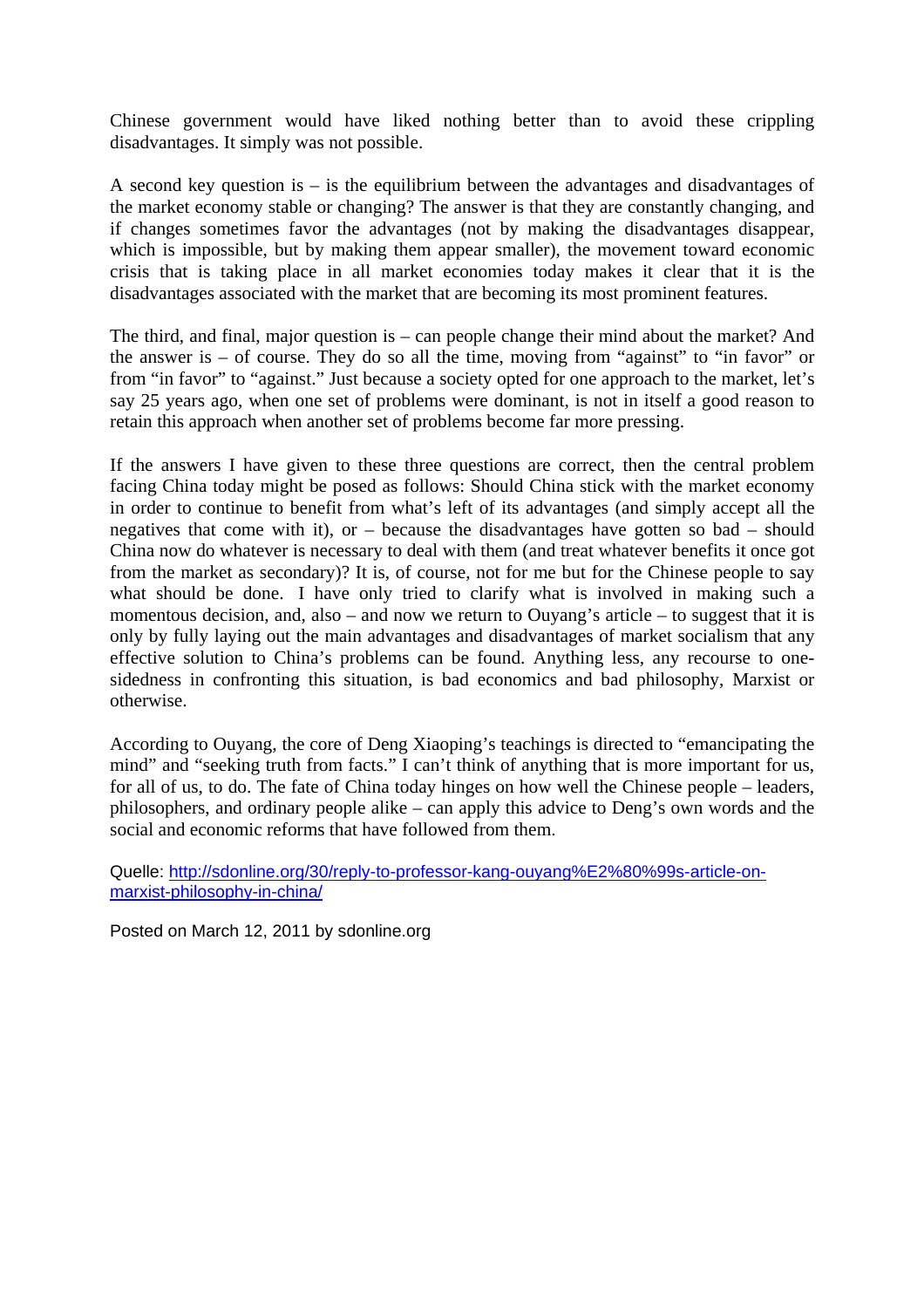Chinese government would have liked nothing better than to avoid these crippling disadvantages. It simply was not possible.

A second key question is – is the equilibrium between the advantages and disadvantages of the market economy stable or changing? The answer is that they are constantly changing, and if changes sometimes favor the advantages (not by making the disadvantages disappear, which is impossible, but by making them appear smaller), the movement toward economic crisis that is taking place in all market economies today makes it clear that it is the disadvantages associated with the market that are becoming its most prominent features.

The third, and final, major question is – can people change their mind about the market? And the answer is – of course. They do so all the time, moving from "against" to "in favor" or from "in favor" to "against." Just because a society opted for one approach to the market, let's say 25 years ago, when one set of problems were dominant, is not in itself a good reason to retain this approach when another set of problems become far more pressing.

If the answers I have given to these three questions are correct, then the central problem facing China today might be posed as follows: Should China stick with the market economy in order to continue to benefit from what's left of its advantages (and simply accept all the negatives that come with it), or – because the disadvantages have gotten so bad – should China now do whatever is necessary to deal with them (and treat whatever benefits it once got from the market as secondary)? It is, of course, not for me but for the Chinese people to say what should be done. I have only tried to clarify what is involved in making such a momentous decision, and, also – and now we return to Ouyang's article – to suggest that it is only by fully laying out the main advantages and disadvantages of market socialism that any effective solution to China's problems can be found. Anything less, any recourse to one-sidedness in confronting this situation, is bad economics and bad philosophy, Marxist or otherwise.

According to Ouyang, the core of Deng Xiaoping's teachings is directed to "emancipating the mind" and "seeking truth from facts." I can't think of anything that is more important for us, for all of us, to do. The fate of China today hinges on how well the Chinese people – leaders, philosophers, and ordinary people alike – can apply this advice to Deng's own words and the social and economic reforms that have followed from them.

Quelle: [http://sdonline.org/30/reply-to-professor-kang-ouyang%E2%80%99s-article-on-marxist-philosophy-in-china/](http://sdonline.org/30/reply-to-professor-kang-ouyang%E2%80%99s-article-on-marxist-philosophy-in-china/)

Posted on March 12, 2011 by sdonline.org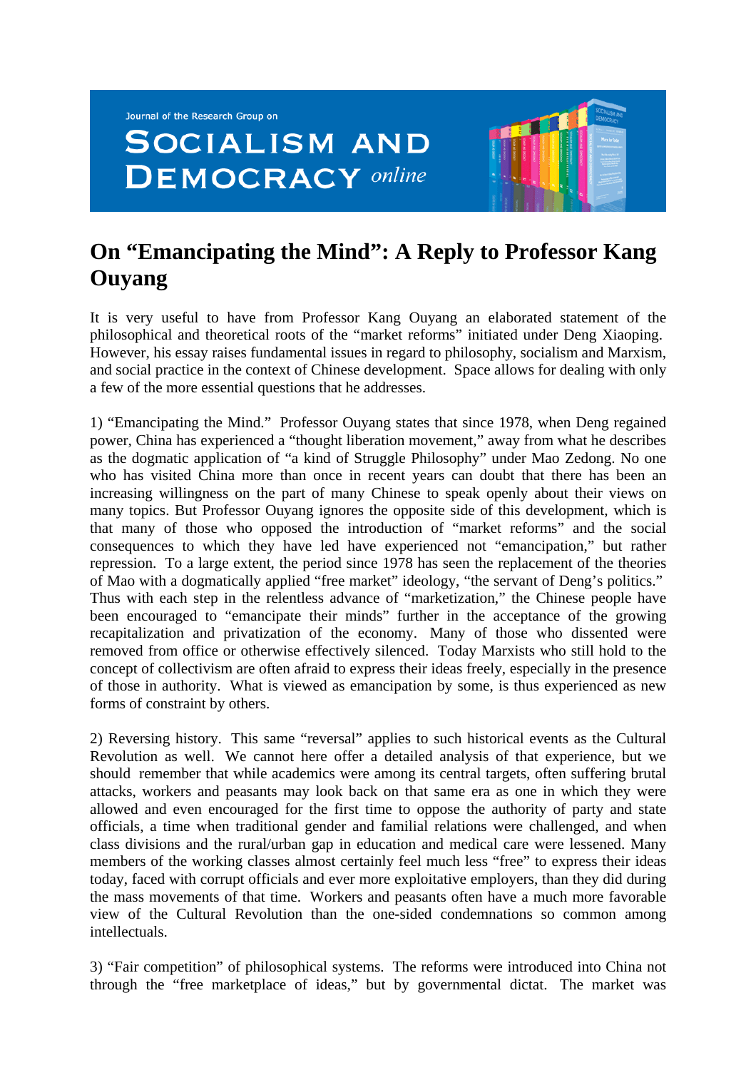# On "Emancipating the Mind": A Reply to Professor Kang Ouyang

It is very useful to have from Professor Kang Ouyang an elaborated statement of the philosophical and theoretical roots of the "market reforms" initiated under Deng Xiaoping. However, his essay raises fundamental issues in regard to philosophy, socialism and Marxism, and social practice in the context of Chinese development. Space allows for dealing with only a few of the more essential questions that he addresses.

1) "Emancipating the Mind." Professor Ouyang states that since 1978, when Deng regained power, China has experienced a "thought liberation movement," away from what he describes as the dogmatic application of "a kind of Struggle Philosophy" under Mao Zedong. No one who has visited China more than once in recent years can doubt that there has been an increasing willingness on the part of many Chinese to speak openly about their views on many topics. But Professor Ouyang ignores the opposite side of this development, which is that many of those who opposed the introduction of "market reforms" and the social consequences to which they have led have experienced not "emancipation," but rather repression. To a large extent, the period since 1978 has seen the replacement of the theories of Mao with a dogmatically applied "free market" ideology, "the servant of Deng's politics." Thus with each step in the relentless advance of "marketization," the Chinese people have been encouraged to "emancipate their minds" further in the acceptance of the growing recapitalization and privatization of the economy. Many of those who dissented were removed from office or otherwise effectively silenced. Today Marxists who still hold to the concept of collectivism are often afraid to express their ideas freely, especially in the presence of those in authority. What is viewed as emancipation by some, is thus experienced as new forms of constraint by others.

2) Reversing history. This same "reversal" applies to such historical events as the Cultural Revolution as well. We cannot here offer a detailed analysis of that experience, but we should remember that while academics were among its central targets, often suffering brutal attacks, workers and peasants may look back on that same era as one in which they were allowed and even encouraged for the first time to oppose the authority of party and state officials, a time when traditional gender and familial relations were challenged, and when class divisions and the rural/urban gap in education and medical care were lessened. Many members of the working classes almost certainly feel much less "free" to express their ideas today, faced with corrupt officials and ever more exploitative employers, than they did during the mass movements of that time. Workers and peasants often have a much more favorable view of the Cultural Revolution than the one-sided condemnations so common among intellectuals.

3) "Fair competition" of philosophical systems. The reforms were introduced into China not through the "free marketplace of ideas," but by governmental dictat. The market was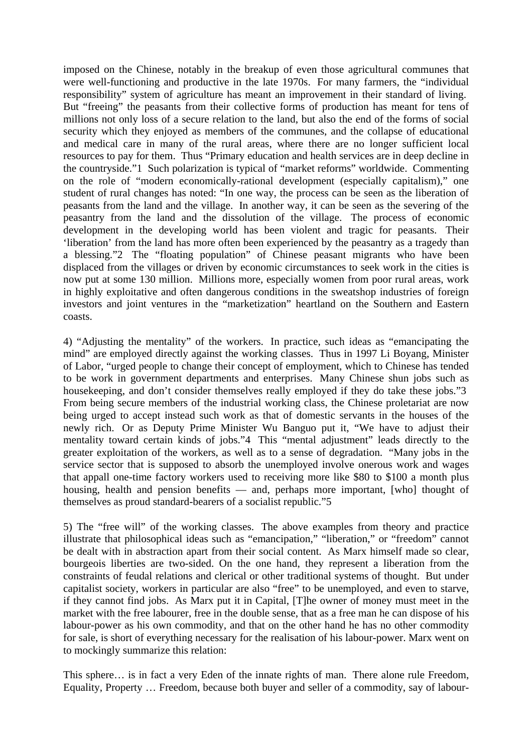imposed on the Chinese, notably in the breakup of even those agricultural communes that were well-functioning and productive in the late 1970s. For many farmers, the "individual responsibility" system of agriculture has meant an improvement in their standard of living. But "freeing" the peasants from their collective forms of production has meant for tens of millions not only loss of a secure relation to the land, but also the end of the forms of social security which they enjoyed as members of the communes, and the collapse of educational and medical care in many of the rural areas, where there are no longer sufficient local resources to pay for them. Thus "Primary education and health services are in deep decline in the countryside."[1] Such polarization is typical of "market reforms" worldwide. Commenting on the role of "modern economically-rational development (especially capitalism)," one student of rural changes has noted: "In one way, the process can be seen as the liberation of peasants from the land and the village. In another way, it can be seen as the severing of the peasantry from the land and the dissolution of the village. The process of economic development in the developing world has been violent and tragic for peasants. Their 'liberation' from the land has more often been experienced by the peasantry as a tragedy than a blessing."[2] The "floating population" of Chinese peasant migrants who have been displaced from the villages or driven by economic circumstances to seek work in the cities is now put at some 130 million. Millions more, especially women from poor rural areas, work in highly exploitative and often dangerous conditions in the sweatshop industries of foreign investors and joint ventures in the "marketization" heartland on the Southern and Eastern coasts.

4) "Adjusting the mentality" of the workers. In practice, such ideas as "emancipating the mind" are employed directly against the working classes. Thus in 1997 Li Boyang, Minister of Labor, "urged people to change their concept of employment, which to Chinese has tended to be work in government departments and enterprises. Many Chinese shun jobs such as housekeeping, and don't consider themselves really employed if they do take these jobs."[3] From being secure members of the industrial working class, the Chinese proletariat are now being urged to accept instead such work as that of domestic servants in the houses of the newly rich. Or as Deputy Prime Minister Wu Banguo put it, "We have to adjust their mentality toward certain kinds of jobs."[4] This "mental adjustment" leads directly to the greater exploitation of the workers, as well as to a sense of degradation. "Many jobs in the service sector that is supposed to absorb the unemployed involve onerous work and wages that appall one-time factory workers used to receiving more like $80 to $100 a month plus housing, health and pension benefits — and, perhaps more important, [who] thought of themselves as proud standard-bearers of a socialist republic."[5]

5) The "free will" of the working classes. The above examples from theory and practice illustrate that philosophical ideas such as "emancipation," "liberation," or "freedom" cannot be dealt with in abstraction apart from their social content. As Marx himself made so clear, bourgeois liberties are two-sided. On the one hand, they represent a liberation from the constraints of feudal relations and clerical or other traditional systems of thought. But under capitalist society, workers in particular are also "free" to be unemployed, and even to starve, if they cannot find jobs. As Marx put it in Capital, [T]he owner of money must meet in the market with the free labourer, free in the double sense, that as a free man he can dispose of his labour-power as his own commodity, and that on the other hand he has no other commodity for sale, is short of everything necessary for the realisation of his labour-power. Marx went on to mockingly summarize this relation:

This sphere… is in fact a very Eden of the innate rights of man. There alone rule Freedom, Equality, Property … Freedom, because both buyer and seller of a commodity, say of labour-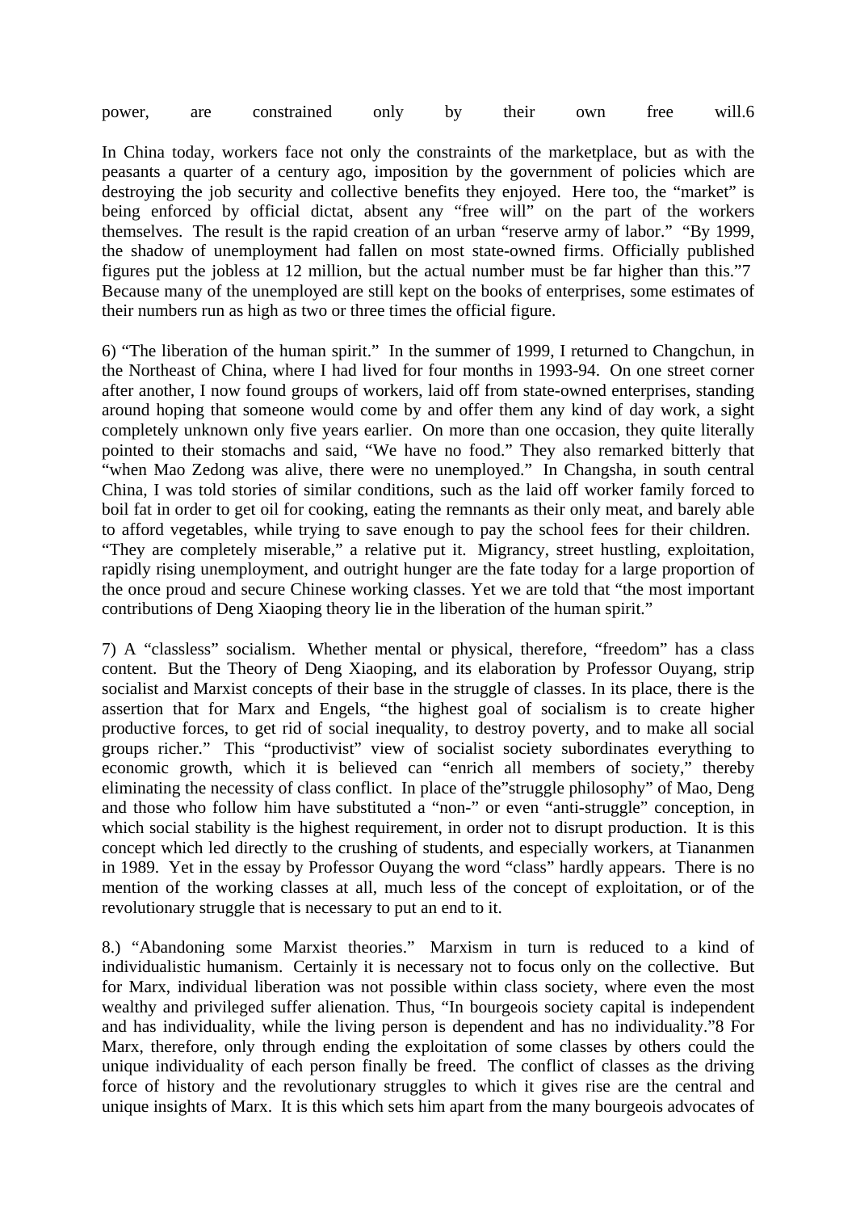power, are constrained only by their own free will.[6]

In China today, workers face not only the constraints of the marketplace, but as with the peasants a quarter of a century ago, imposition by the government of policies which are destroying the job security and collective benefits they enjoyed. Here too, the "market" is being enforced by official dictat, absent any "free will" on the part of the workers themselves. The result is the rapid creation of an urban "reserve army of labor." "By 1999, the shadow of unemployment had fallen on most state-owned firms. Officially published figures put the jobless at 12 million, but the actual number must be far higher than this."[7] Because many of the unemployed are still kept on the books of enterprises, some estimates of their numbers run as high as two or three times the official figure.

6) "The liberation of the human spirit." In the summer of 1999, I returned to Changchun, in the Northeast of China, where I had lived for four months in 1993-94. On one street corner after another, I now found groups of workers, laid off from state-owned enterprises, standing around hoping that someone would come by and offer them any kind of day work, a sight completely unknown only five years earlier. On more than one occasion, they quite literally pointed to their stomachs and said, "We have no food." They also remarked bitterly that "when Mao Zedong was alive, there were no unemployed." In Changsha, in south central China, I was told stories of similar conditions, such as the laid off worker family forced to boil fat in order to get oil for cooking, eating the remnants as their only meat, and barely able to afford vegetables, while trying to save enough to pay the school fees for their children. "They are completely miserable," a relative put it. Migrancy, street hustling, exploitation, rapidly rising unemployment, and outright hunger are the fate today for a large proportion of the once proud and secure Chinese working classes. Yet we are told that "the most important contributions of Deng Xiaoping theory lie in the liberation of the human spirit."

7) A "classless" socialism. Whether mental or physical, therefore, "freedom" has a class content. But the Theory of Deng Xiaoping, and its elaboration by Professor Ouyang, strip socialist and Marxist concepts of their base in the struggle of classes. In its place, there is the assertion that for Marx and Engels, "the highest goal of socialism is to create higher productive forces, to get rid of social inequality, to destroy poverty, and to make all social groups richer." This "productivist" view of socialist society subordinates everything to economic growth, which it is believed can "enrich all members of society," thereby eliminating the necessity of class conflict. In place of the"struggle philosophy" of Mao, Deng and those who follow him have substituted a "non-" or even "anti-struggle" conception, in which social stability is the highest requirement, in order not to disrupt production. It is this concept which led directly to the crushing of students, and especially workers, at Tiananmen in 1989. Yet in the essay by Professor Ouyang the word "class" hardly appears. There is no mention of the working classes at all, much less of the concept of exploitation, or of the revolutionary struggle that is necessary to put an end to it.

8.) "Abandoning some Marxist theories." Marxism in turn is reduced to a kind of individualistic humanism. Certainly it is necessary not to focus only on the collective. But for Marx, individual liberation was not possible within class society, where even the most wealthy and privileged suffer alienation. Thus, "In bourgeois society capital is independent and has individuality, while the living person is dependent and has no individuality."[8] For Marx, therefore, only through ending the exploitation of some classes by others could the unique individuality of each person finally be freed. The conflict of classes as the driving force of history and the revolutionary struggles to which it gives rise are the central and unique insights of Marx. It is this which sets him apart from the many bourgeois advocates of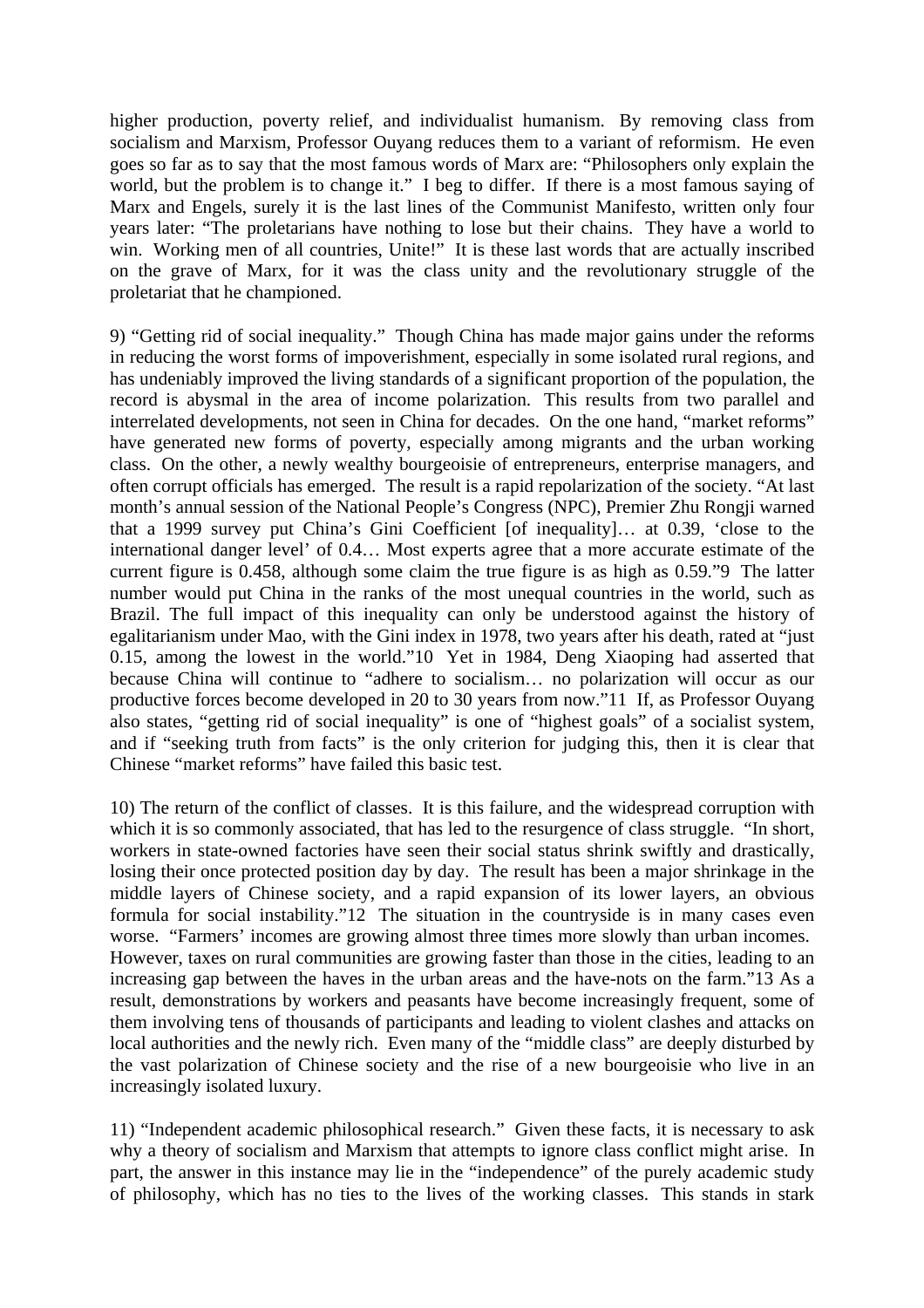higher production, poverty relief, and individualist humanism. By removing class from socialism and Marxism, Professor Ouyang reduces them to a variant of reformism. He even goes so far as to say that the most famous words of Marx are: "Philosophers only explain the world, but the problem is to change it." I beg to differ. If there is a most famous saying of Marx and Engels, surely it is the last lines of the Communist Manifesto, written only four years later: "The proletarians have nothing to lose but their chains. They have a world to win. Working men of all countries, Unite!" It is these last words that are actually inscribed on the grave of Marx, for it was the class unity and the revolutionary struggle of the proletariat that he championed.

9) "Getting rid of social inequality." Though China has made major gains under the reforms in reducing the worst forms of impoverishment, especially in some isolated rural regions, and has undeniably improved the living standards of a significant proportion of the population, the record is abysmal in the area of income polarization. This results from two parallel and interrelated developments, not seen in China for decades. On the one hand, "market reforms" have generated new forms of poverty, especially among migrants and the urban working class. On the other, a newly wealthy bourgeoisie of entrepreneurs, enterprise managers, and often corrupt officials has emerged. The result is a rapid repolarization of the society. "At last month's annual session of the National People's Congress (NPC), Premier Zhu Rongji warned that a 1999 survey put China's Gini Coefficient [of inequality]… at 0.39, 'close to the international danger level' of 0.4… Most experts agree that a more accurate estimate of the current figure is 0.458, although some claim the true figure is as high as 0.59."[9] The latter number would put China in the ranks of the most unequal countries in the world, such as Brazil. The full impact of this inequality can only be understood against the history of egalitarianism under Mao, with the Gini index in 1978, two years after his death, rated at "just 0.15, among the lowest in the world."[10] Yet in 1984, Deng Xiaoping had asserted that because China will continue to "adhere to socialism… no polarization will occur as our productive forces become developed in 20 to 30 years from now."[11] If, as Professor Ouyang also states, "getting rid of social inequality" is one of "highest goals" of a socialist system, and if "seeking truth from facts" is the only criterion for judging this, then it is clear that Chinese "market reforms" have failed this basic test.

10) The return of the conflict of classes. It is this failure, and the widespread corruption with which it is so commonly associated, that has led to the resurgence of class struggle. "In short, workers in state-owned factories have seen their social status shrink swiftly and drastically, losing their once protected position day by day. The result has been a major shrinkage in the middle layers of Chinese society, and a rapid expansion of its lower layers, an obvious formula for social instability."[12] The situation in the countryside is in many cases even worse. "Farmers' incomes are growing almost three times more slowly than urban incomes. However, taxes on rural communities are growing faster than those in the cities, leading to an increasing gap between the haves in the urban areas and the have-nots on the farm."[13] As a result, demonstrations by workers and peasants have become increasingly frequent, some of them involving tens of thousands of participants and leading to violent clashes and attacks on local authorities and the newly rich. Even many of the "middle class" are deeply disturbed by the vast polarization of Chinese society and the rise of a new bourgeoisie who live in an increasingly isolated luxury.

11) "Independent academic philosophical research." Given these facts, it is necessary to ask why a theory of socialism and Marxism that attempts to ignore class conflict might arise. In part, the answer in this instance may lie in the "independence" of the purely academic study of philosophy, which has no ties to the lives of the working classes. This stands in stark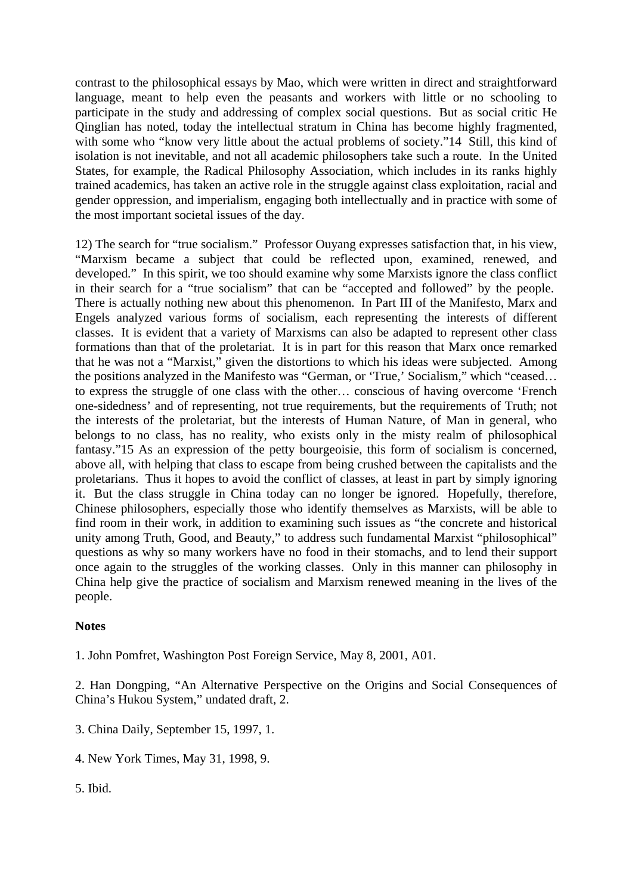contrast to the philosophical essays by Mao, which were written in direct and straightforward language, meant to help even the peasants and workers with little or no schooling to participate in the study and addressing of complex social questions. But as social critic He Qinglian has noted, today the intellectual stratum in China has become highly fragmented, with some who "know very little about the actual problems of society."14 Still, this kind of isolation is not inevitable, and not all academic philosophers take such a route. In the United States, for example, the Radical Philosophy Association, which includes in its ranks highly trained academics, has taken an active role in the struggle against class exploitation, racial and gender oppression, and imperialism, engaging both intellectually and in practice with some of the most important societal issues of the day.

12) The search for "true socialism." Professor Ouyang expresses satisfaction that, in his view, "Marxism became a subject that could be reflected upon, examined, renewed, and developed." In this spirit, we too should examine why some Marxists ignore the class conflict in their search for a "true socialism" that can be "accepted and followed" by the people. There is actually nothing new about this phenomenon. In Part III of the Manifesto, Marx and Engels analyzed various forms of socialism, each representing the interests of different classes. It is evident that a variety of Marxisms can also be adapted to represent other class formations than that of the proletariat. It is in part for this reason that Marx once remarked that he was not a "Marxist," given the distortions to which his ideas were subjected. Among the positions analyzed in the Manifesto was "German, or 'True,' Socialism," which "ceased… to express the struggle of one class with the other… conscious of having overcome 'French one-sidedness' and of representing, not true requirements, but the requirements of Truth; not the interests of the proletariat, but the interests of Human Nature, of Man in general, who belongs to no class, has no reality, who exists only in the misty realm of philosophical fantasy."15 As an expression of the petty bourgeoisie, this form of socialism is concerned, above all, with helping that class to escape from being crushed between the capitalists and the proletarians. Thus it hopes to avoid the conflict of classes, at least in part by simply ignoring it. But the class struggle in China today can no longer be ignored. Hopefully, therefore, Chinese philosophers, especially those who identify themselves as Marxists, will be able to find room in their work, in addition to examining such issues as "the concrete and historical unity among Truth, Good, and Beauty," to address such fundamental Marxist "philosophical" questions as why so many workers have no food in their stomachs, and to lend their support once again to the struggles of the working classes. Only in this manner can philosophy in China help give the practice of socialism and Marxism renewed meaning in the lives of the people.

**Notes**

1. John Pomfret, Washington Post Foreign Service, May 8, 2001, A01.

2. Han Dongping, "An Alternative Perspective on the Origins and Social Consequences of China's Hukou System," undated draft, 2.

3. China Daily, September 15, 1997, 1.

4. New York Times, May 31, 1998, 9.

5. Ibid.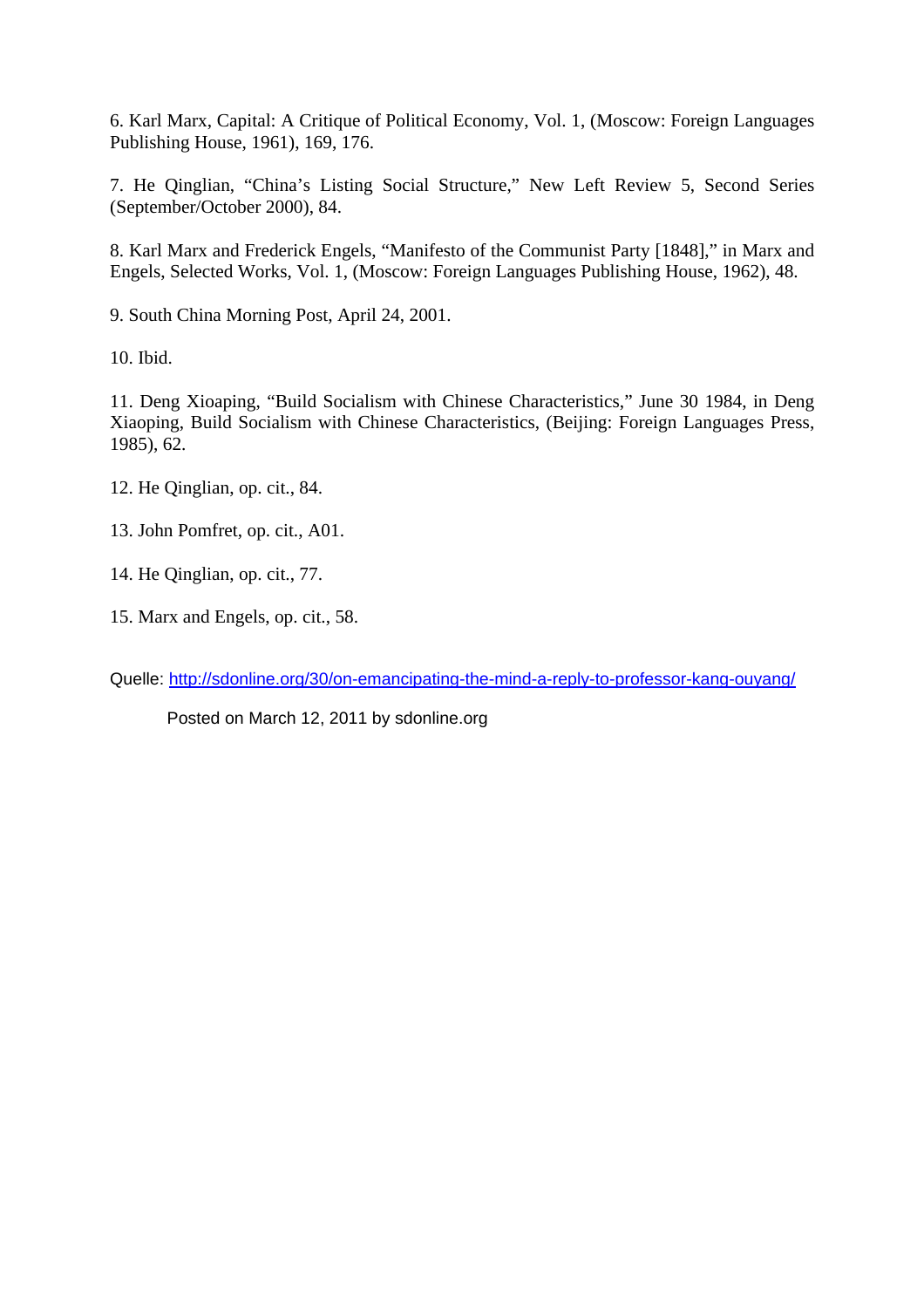6. Karl Marx, Capital: A Critique of Political Economy, Vol. 1, (Moscow: Foreign Languages Publishing House, 1961), 169, 176.

7. He Qinglian, "China's Listing Social Structure," New Left Review 5, Second Series (September/October 2000), 84.

8. Karl Marx and Frederick Engels, "Manifesto of the Communist Party [1848]," in Marx and Engels, Selected Works, Vol. 1, (Moscow: Foreign Languages Publishing House, 1962), 48.

9. South China Morning Post, April 24, 2001.

10. Ibid.

11. Deng Xioaping, "Build Socialism with Chinese Characteristics," June 30 1984, in Deng Xiaoping, Build Socialism with Chinese Characteristics, (Beijing: Foreign Languages Press, 1985), 62.

12. He Qinglian, op. cit., 84.

13. John Pomfret, op. cit., A01.

14. He Qinglian, op. cit., 77.

15. Marx and Engels, op. cit., 58.

Quelle: [http://sdonline.org/30/on-emancipating-the-mind-a-reply-to-professor-kang-ouyang/](http://sdonline.org/30/on-emancipating-the-mind-a-reply-to-professor-kang-ouyang/)

Posted on March 12, 2011 by sdonline.org